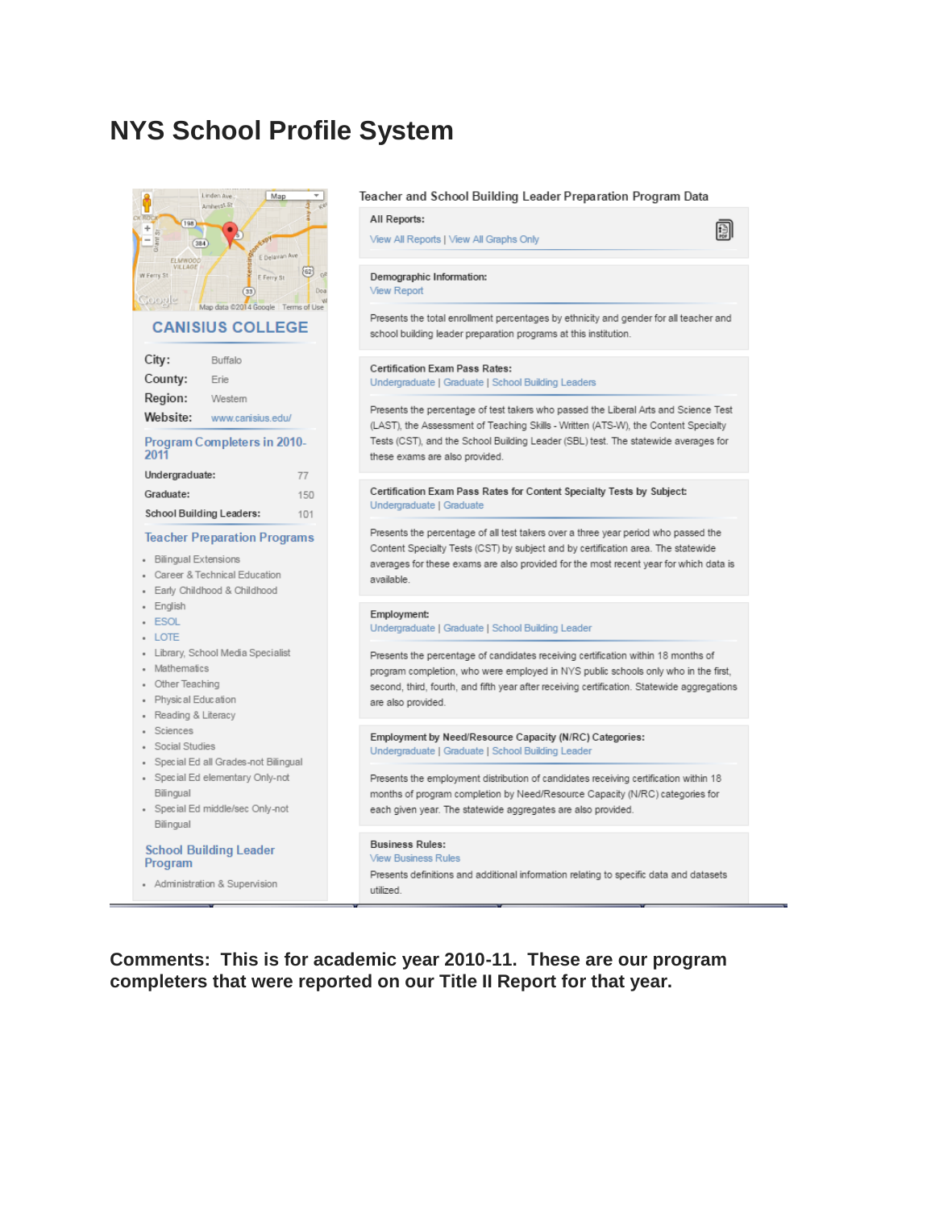# NYS School Profile System

## CANISIUS COLLEGE

| | |
|---|---|
| City: | Buffalo |
| County: | Erie |
| Region: | Western |
| Website: | www.canisius.edu/ |

### Program Completers in 2010-2011

| | |
|---|---|
| Undergraduate: | 77 |
| Graduate: | 150 |
| School Building Leaders: | 101 |

### Teacher Preparation Programs

- Bilingual Extensions
- Career & Technical Education
- Early Childhood & Childhood
- English
- ESOL
- LOTE
- Library, School Media Specialist
- Mathematics
- Other Teaching
- Physical Education
- Reading & Literacy
- Sciences
- Social Studies
- Special Ed all Grades-not Bilingual
- Special Ed elementary Only-not Bilingual
- Special Ed middle/sec Only-not Bilingual

### School Building Leader Program

- Administration & Supervision

## Teacher and School Building Leader Preparation Program Data

**All Reports:**
View All Reports | View All Graphs Only

**Demographic Information:**
View Report

Presents the total enrollment percentages by ethnicity and gender for all teacher and school building leader preparation programs at this institution.

**Certification Exam Pass Rates:**
Undergraduate | Graduate | School Building Leaders

Presents the percentage of test takers who passed the Liberal Arts and Science Test (LAST), the Assessment of Teaching Skills - Written (ATS-W), the Content Specialty Tests (CST), and the School Building Leader (SBL) test. The statewide averages for these exams are also provided.

**Certification Exam Pass Rates for Content Specialty Tests by Subject:**
Undergraduate | Graduate

Presents the percentage of all test takers over a three year period who passed the Content Specialty Tests (CST) by subject and by certification area. The statewide averages for these exams are also provided for the most recent year for which data is available.

**Employment:**
Undergraduate | Graduate | School Building Leader

Presents the percentage of candidates receiving certification within 18 months of program completion, who were employed in NYS public schools only who in the first, second, third, fourth, and fifth year after receiving certification. Statewide aggregations are also provided.

**Employment by Need/Resource Capacity (N/RC) Categories:**
Undergraduate | Graduate | School Building Leader

Presents the employment distribution of candidates receiving certification within 18 months of program completion by Need/Resource Capacity (N/RC) categories for each given year. The statewide aggregates are also provided.

**Business Rules:**
View Business Rules

Presents definitions and additional information relating to specific data and datasets utilized.

**Comments: This is for academic year 2010-11. These are our program completers that were reported on our Title II Report for that year.**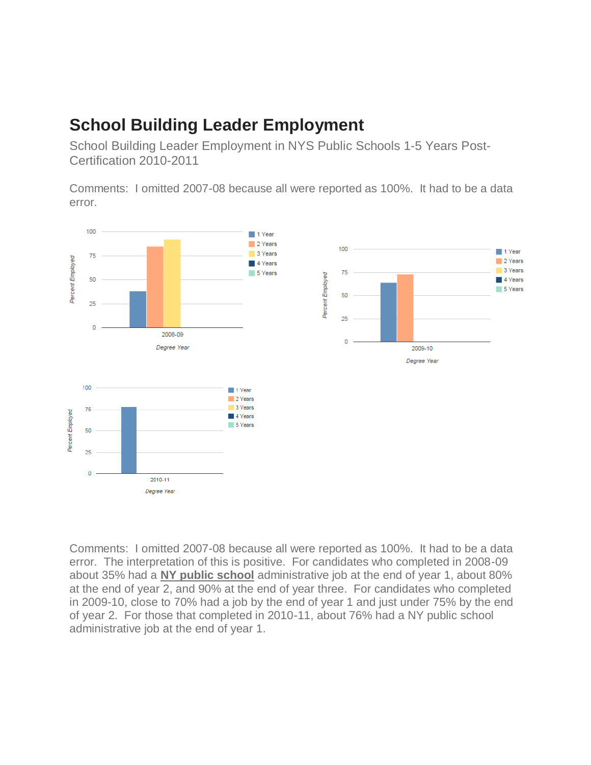# School Building Leader Employment

School Building Leader Employment in NYS Public Schools 1-5 Years Post-Certification 2010-2011

Comments: I omitted 2007-08 because all were reported as 100%. It had to be a data error.

Comments: I omitted 2007-08 because all were reported as 100%. It had to be a data error. The interpretation of this is positive. For candidates who completed in 2008-09 about 35% had a **NY public school** administrative job at the end of year 1, about 80% at the end of year 2, and 90% at the end of year three. For candidates who completed in 2009-10, close to 70% had a job by the end of year 1 and just under 75% by the end of year 2. For those that completed in 2010-11, about 76% had a NY public school administrative job at the end of year 1.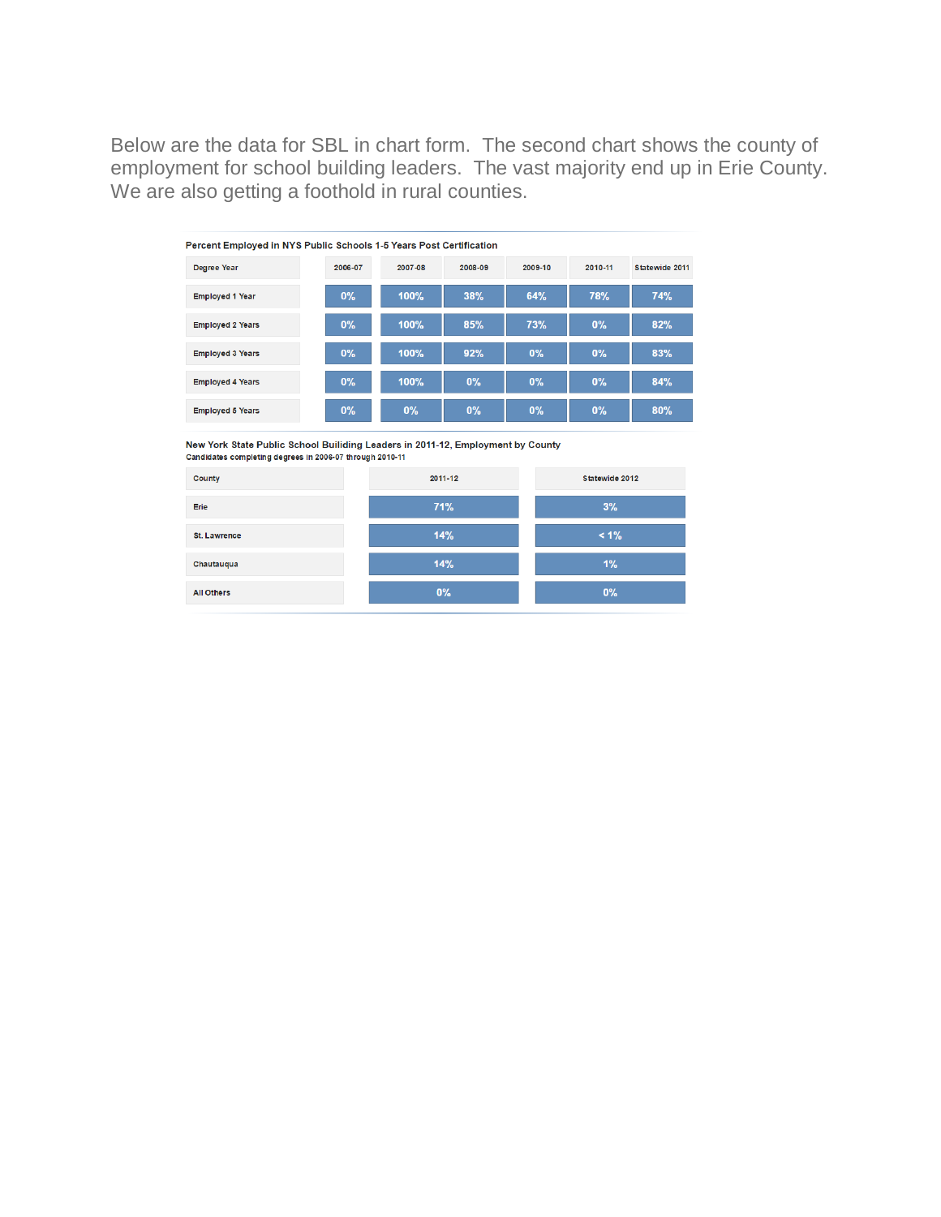Below are the data for SBL in chart form. The second chart shows the county of employment for school building leaders. The vast majority end up in Erie County. We are also getting a foothold in rural counties.

**Percent Employed in NYS Public Schools 1-5 Years Post Certification**

| Degree Year | 2006-07 | 2007-08 | 2008-09 | 2009-10 | 2010-11 | Statewide 2011 |
|---|---|---|---|---|---|---|
| Employed 1 Year | 0% | 100% | 38% | 64% | 78% | 74% |
| Employed 2 Years | 0% | 100% | 85% | 73% | 0% | 82% |
| Employed 3 Years | 0% | 100% | 92% | 0% | 0% | 83% |
| Employed 4 Years | 0% | 100% | 0% | 0% | 0% | 84% |
| Employed 5 Years | 0% | 0% | 0% | 0% | 0% | 80% |

**New York State Public School Builiding Leaders in 2011-12, Employment by County**
Candidates completing degrees in 2006-07 through 2010-11

| County | 2011-12 | Statewide 2012 |
|---|---|---|
| Erie | 71% | 3% |
| St. Lawrence | 14% | < 1% |
| Chautauqua | 14% | 1% |
| All Others | 0% | 0% |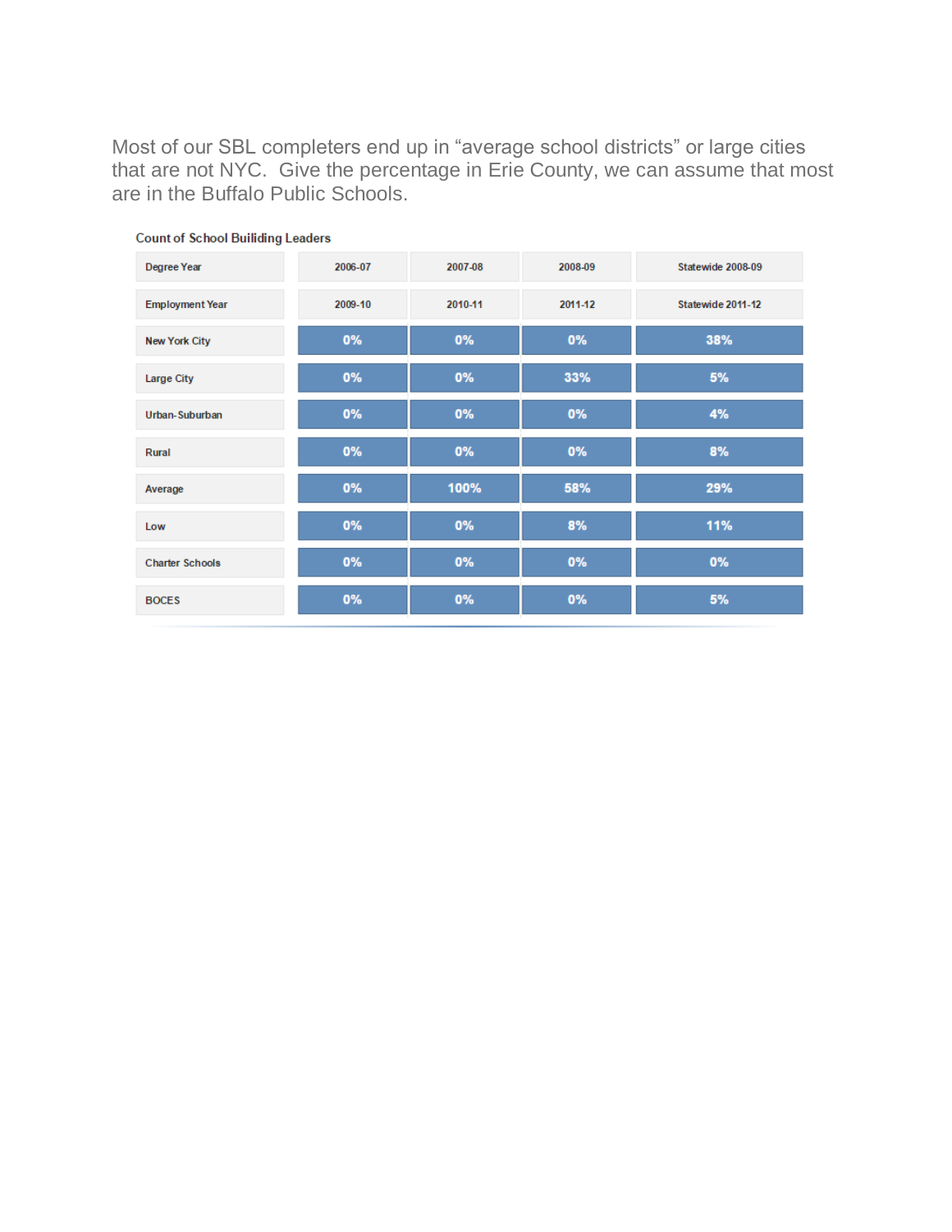Most of our SBL completers end up in "average school districts" or large cities that are not NYC. Give the percentage in Erie County, we can assume that most are in the Buffalo Public Schools.

**Count of School Builiding Leaders**

| Degree Year | 2006-07 | 2007-08 | 2008-09 | Statewide 2008-09 |
|---|---|---|---|---|
| Employment Year | 2009-10 | 2010-11 | 2011-12 | Statewide 2011-12 |
| New York City | 0% | 0% | 0% | 38% |
| Large City | 0% | 0% | 33% | 5% |
| Urban-Suburban | 0% | 0% | 0% | 4% |
| Rural | 0% | 0% | 0% | 8% |
| Average | 0% | 100% | 58% | 29% |
| Low | 0% | 0% | 8% | 11% |
| Charter Schools | 0% | 0% | 0% | 0% |
| BOCES | 0% | 0% | 0% | 5% |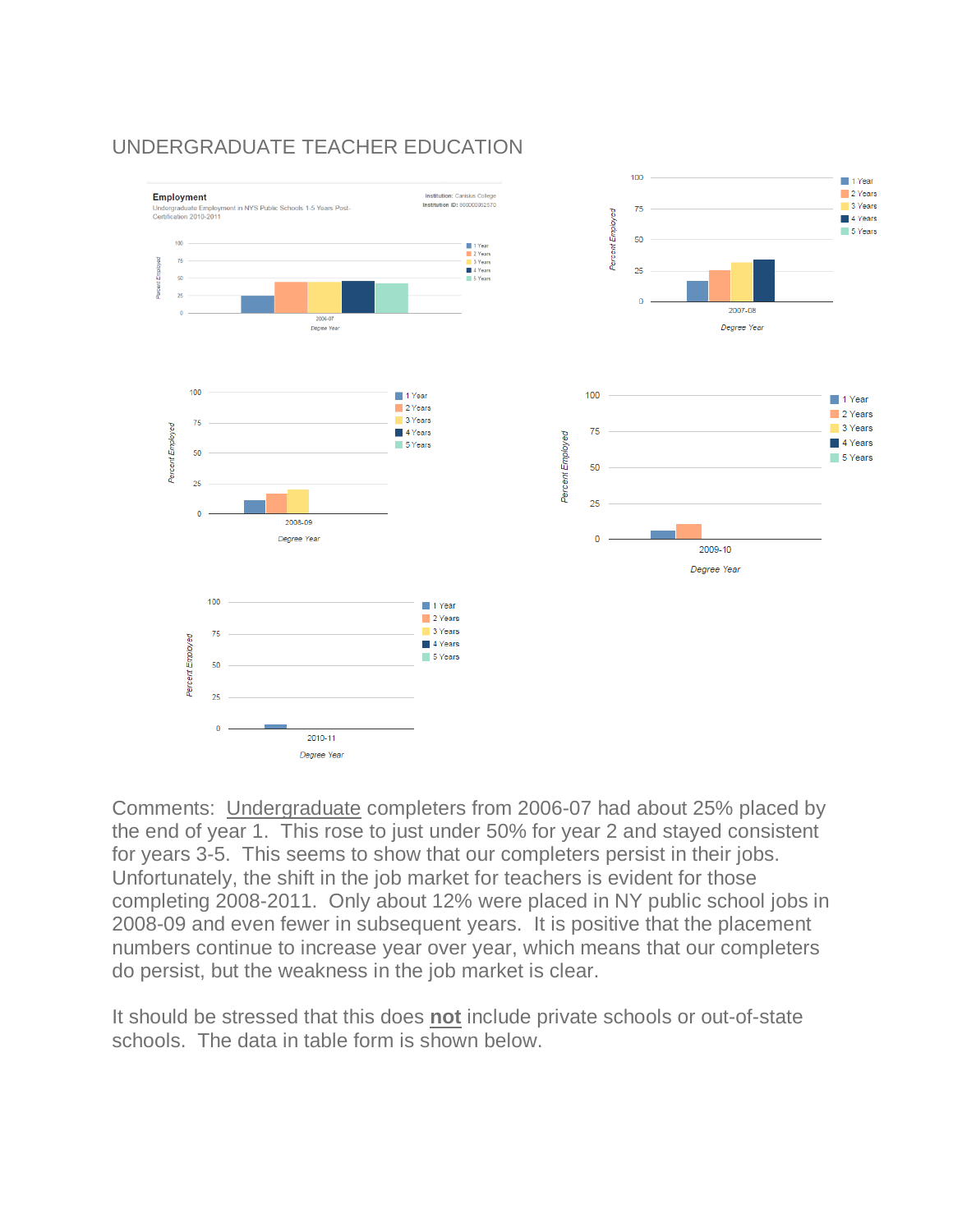# UNDERGRADUATE TEACHER EDUCATION

**Employment**

Undergraduate Employment in NYS Public Schools 1-5 Years Post-Certification 2010-2011

Institution: Canisius College
Institution ID: 800000062570

Comments: Undergraduate completers from 2006-07 had about 25% placed by the end of year 1. This rose to just under 50% for year 2 and stayed consistent for years 3-5. This seems to show that our completers persist in their jobs. Unfortunately, the shift in the job market for teachers is evident for those completing 2008-2011. Only about 12% were placed in NY public school jobs in 2008-09 and even fewer in subsequent years. It is positive that the placement numbers continue to increase year over year, which means that our completers do persist, but the weakness in the job market is clear.

It should be stressed that this does **not** include private schools or out-of-state schools. The data in table form is shown below.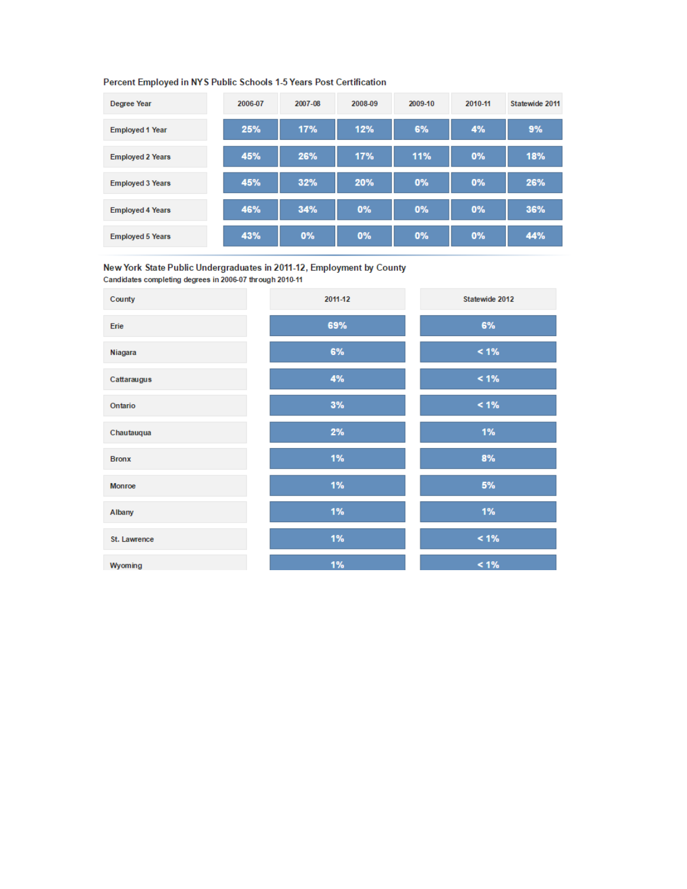### Percent Employed in NYS Public Schools 1-5 Years Post Certification

| Degree Year | 2006-07 | 2007-08 | 2008-09 | 2009-10 | 2010-11 | Statewide 2011 |
|---|---|---|---|---|---|---|
| Employed 1 Year | 25% | 17% | 12% | 6% | 4% | 9% |
| Employed 2 Years | 45% | 26% | 17% | 11% | 0% | 18% |
| Employed 3 Years | 45% | 32% | 20% | 0% | 0% | 26% |
| Employed 4 Years | 46% | 34% | 0% | 0% | 0% | 36% |
| Employed 5 Years | 43% | 0% | 0% | 0% | 0% | 44% |

### New York State Public Undergraduates in 2011-12, Employment by County

Candidates completing degrees in 2006-07 through 2010-11

| County | 2011-12 | Statewide 2012 |
|---|---|---|
| Erie | 69% | 6% |
| Niagara | 6% | < 1% |
| Cattaraugus | 4% | < 1% |
| Ontario | 3% | < 1% |
| Chautauqua | 2% | 1% |
| Bronx | 1% | 8% |
| Monroe | 1% | 5% |
| Albany | 1% | 1% |
| St. Lawrence | 1% | < 1% |
| Wyoming | 1% | < 1% |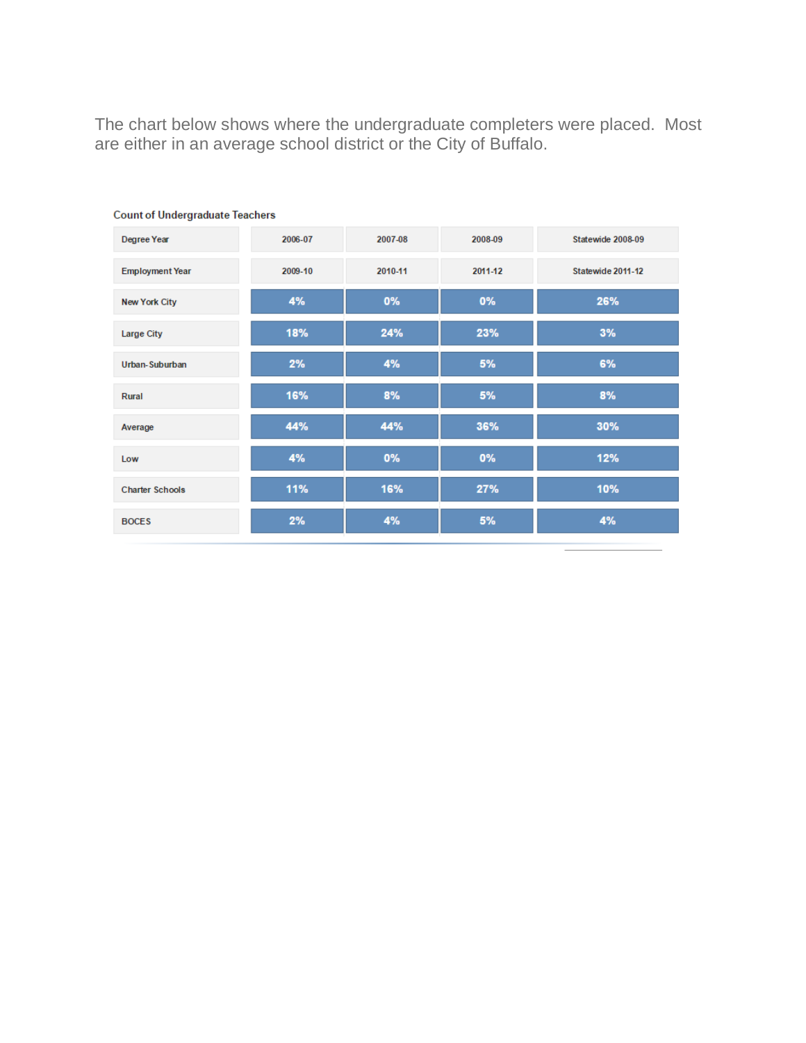The chart below shows where the undergraduate completers were placed. Most are either in an average school district or the City of Buffalo.

**Count of Undergraduate Teachers**

| Degree Year | 2006-07 | 2007-08 | 2008-09 | Statewide 2008-09 |
|---|---|---|---|---|
| Employment Year | 2009-10 | 2010-11 | 2011-12 | Statewide 2011-12 |
| New York City | 4% | 0% | 0% | 26% |
| Large City | 18% | 24% | 23% | 3% |
| Urban-Suburban | 2% | 4% | 5% | 6% |
| Rural | 16% | 8% | 5% | 8% |
| Average | 44% | 44% | 36% | 30% |
| Low | 4% | 0% | 0% | 12% |
| Charter Schools | 11% | 16% | 27% | 10% |
| BOCES | 2% | 4% | 5% | 4% |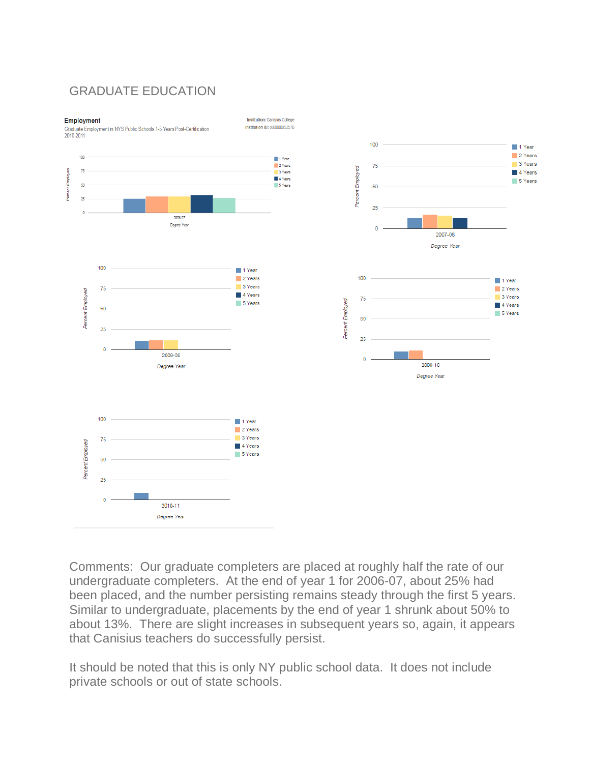# GRADUATE EDUCATION

**Employment**

Graduate Employment in NYS Public Schools 1-5 Years Post-Certification
2010-2011

Institution: Canisius College
Institution ID: 800000052570

Comments: Our graduate completers are placed at roughly half the rate of our undergraduate completers. At the end of year 1 for 2006-07, about 25% had been placed, and the number persisting remains steady through the first 5 years. Similar to undergraduate, placements by the end of year 1 shrunk about 50% to about 13%. There are slight increases in subsequent years so, again, it appears that Canisius teachers do successfully persist.

It should be noted that this is only NY public school data. It does not include private schools or out of state schools.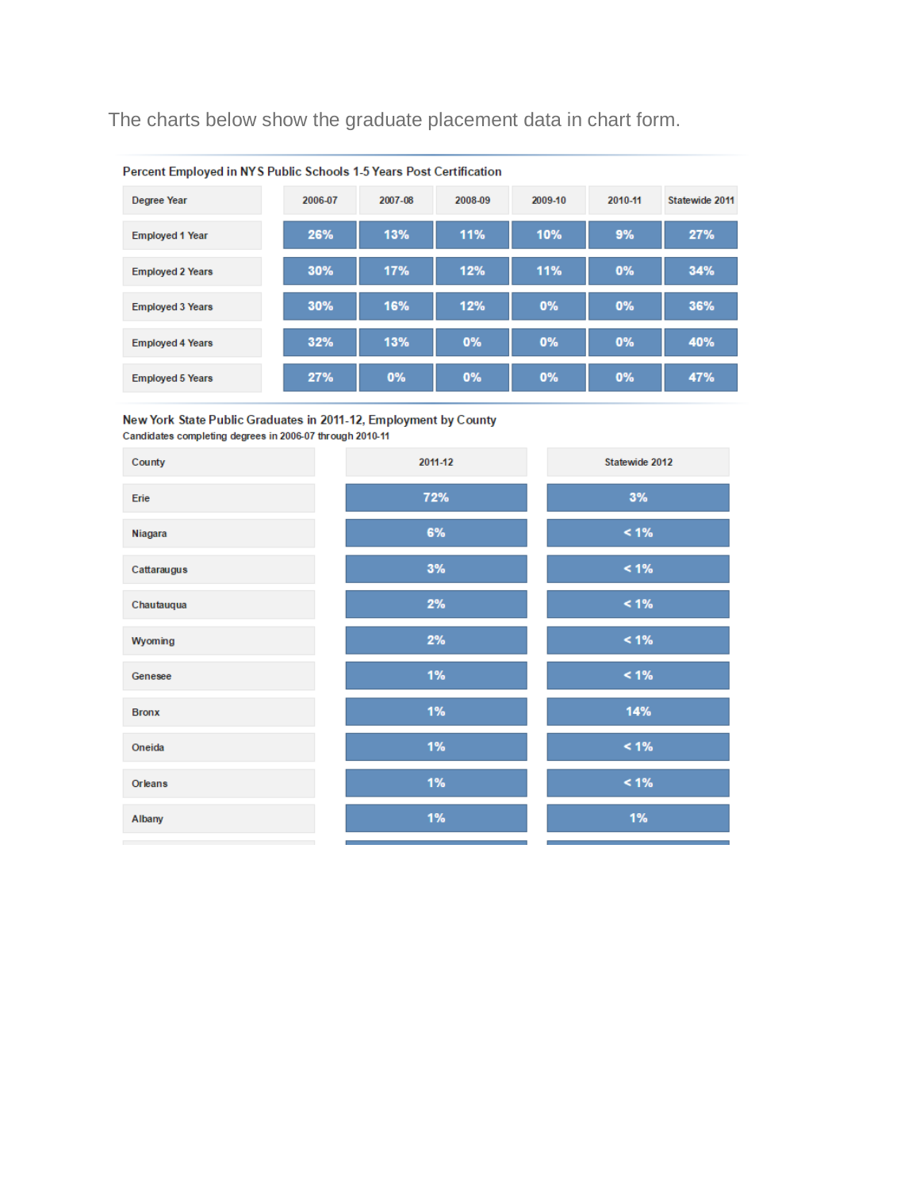The charts below show the graduate placement data in chart form.

**Percent Employed in NYS Public Schools 1-5 Years Post Certification**

| Degree Year | 2006-07 | 2007-08 | 2008-09 | 2009-10 | 2010-11 | Statewide 2011 |
|---|---|---|---|---|---|---|
| Employed 1 Year | 26% | 13% | 11% | 10% | 9% | 27% |
| Employed 2 Years | 30% | 17% | 12% | 11% | 0% | 34% |
| Employed 3 Years | 30% | 16% | 12% | 0% | 0% | 36% |
| Employed 4 Years | 32% | 13% | 0% | 0% | 0% | 40% |
| Employed 5 Years | 27% | 0% | 0% | 0% | 0% | 47% |

**New York State Public Graduates in 2011-12, Employment by County**

Candidates completing degrees in 2006-07 through 2010-11

| County | 2011-12 | Statewide 2012 |
|---|---|---|
| Erie | 72% | 3% |
| Niagara | 6% | < 1% |
| Cattaraugus | 3% | < 1% |
| Chautauqua | 2% | < 1% |
| Wyoming | 2% | < 1% |
| Genesee | 1% | < 1% |
| Bronx | 1% | 14% |
| Oneida | 1% | < 1% |
| Orleans | 1% | < 1% |
| Albany | 1% | 1% |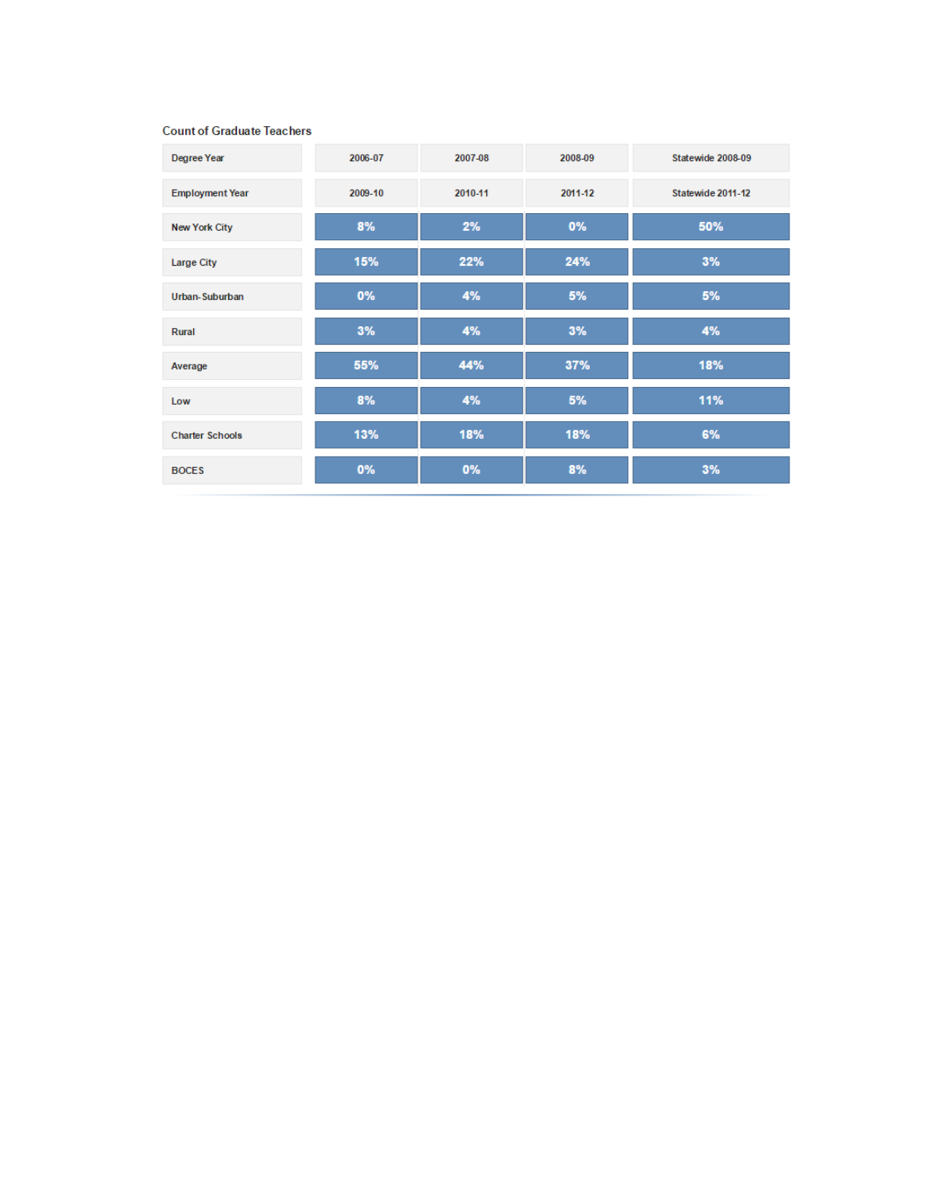Count of Graduate Teachers

| Degree Year | 2006-07 | 2007-08 | 2008-09 | Statewide 2008-09 |
| --- | --- | --- | --- | --- |
| Employment Year | 2009-10 | 2010-11 | 2011-12 | Statewide 2011-12 |
| New York City | 8% | 2% | 0% | 50% |
| Large City | 15% | 22% | 24% | 3% |
| Urban-Suburban | 0% | 4% | 5% | 5% |
| Rural | 3% | 4% | 3% | 4% |
| Average | 55% | 44% | 37% | 18% |
| Low | 8% | 4% | 5% | 11% |
| Charter Schools | 13% | 18% | 18% | 6% |
| BOCES | 0% | 0% | 8% | 3% |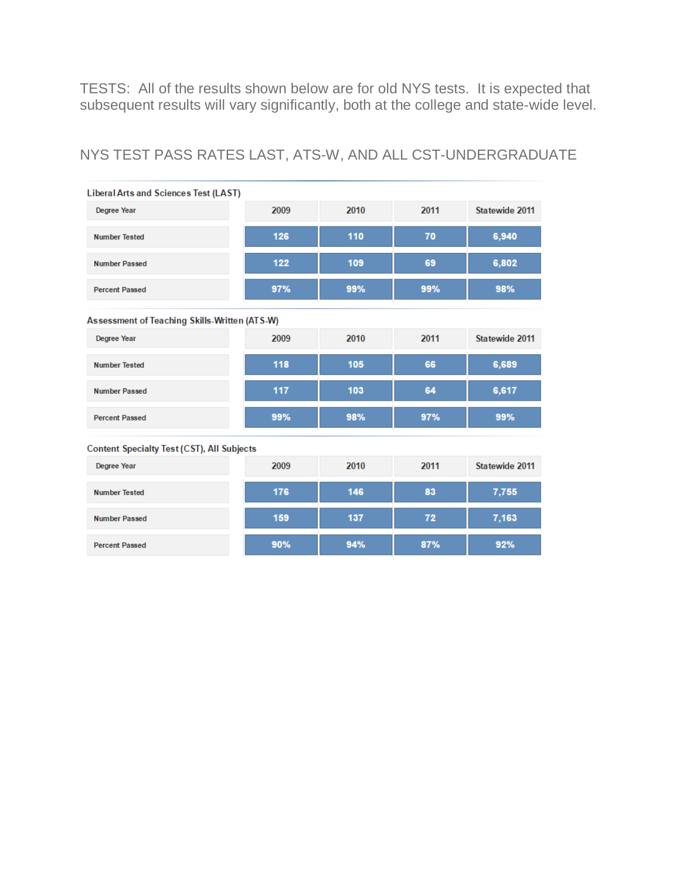TESTS: All of the results shown below are for old NYS tests. It is expected that subsequent results will vary significantly, both at the college and state-wide level.

## NYS TEST PASS RATES LAST, ATS-W, AND ALL CST-UNDERGRADUATE

### Liberal Arts and Sciences Test (LAST)

| Degree Year | 2009 | 2010 | 2011 | Statewide 2011 |
|---|---|---|---|---|
| Number Tested | 126 | 110 | 70 | 6,940 |
| Number Passed | 122 | 109 | 69 | 6,802 |
| Percent Passed | 97% | 99% | 99% | 98% |

### Assessment of Teaching Skills-Written (ATS-W)

| Degree Year | 2009 | 2010 | 2011 | Statewide 2011 |
|---|---|---|---|---|
| Number Tested | 118 | 105 | 66 | 6,689 |
| Number Passed | 117 | 103 | 64 | 6,617 |
| Percent Passed | 99% | 98% | 97% | 99% |

### Content Specialty Test (CST), All Subjects

| Degree Year | 2009 | 2010 | 2011 | Statewide 2011 |
|---|---|---|---|---|
| Number Tested | 176 | 146 | 83 | 7,755 |
| Number Passed | 159 | 137 | 72 | 7,163 |
| Percent Passed | 90% | 94% | 87% | 92% |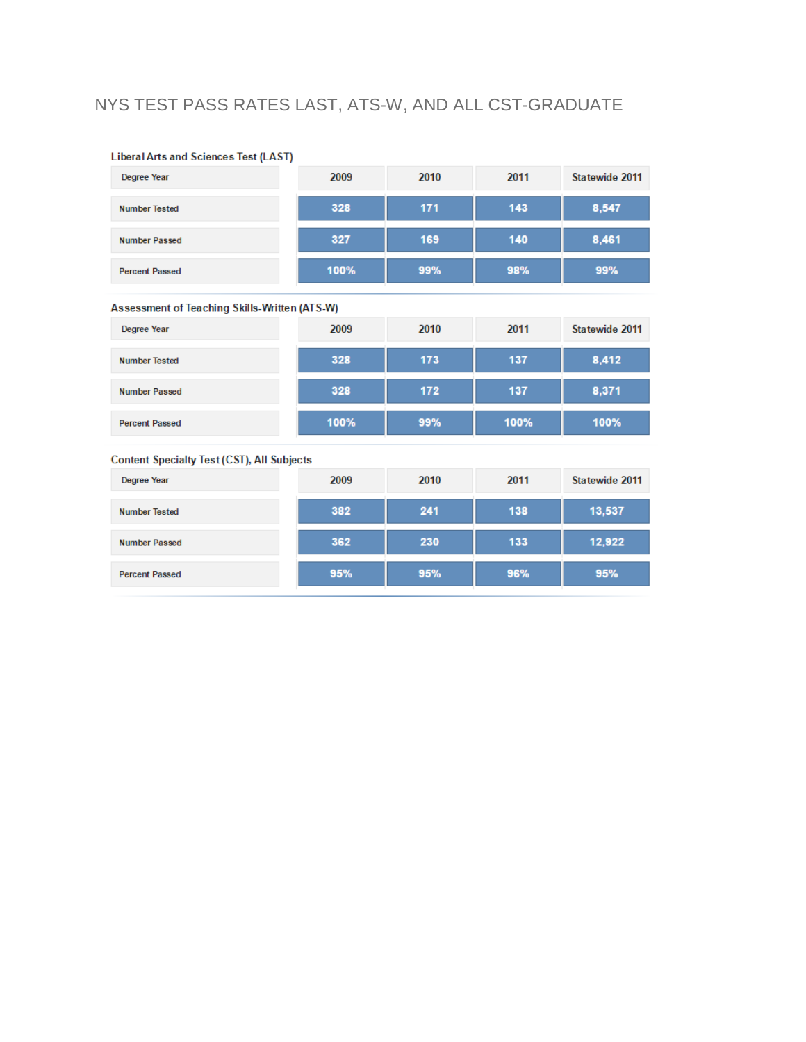# NYS TEST PASS RATES LAST, ATS-W, AND ALL CST-GRADUATE

### Liberal Arts and Sciences Test (LAST)

| Degree Year | 2009 | 2010 | 2011 | Statewide 2011 |
|---|---|---|---|---|
| Number Tested | 328 | 171 | 143 | 8,547 |
| Number Passed | 327 | 169 | 140 | 8,461 |
| Percent Passed | 100% | 99% | 98% | 99% |

### Assessment of Teaching Skills-Written (ATS-W)

| Degree Year | 2009 | 2010 | 2011 | Statewide 2011 |
|---|---|---|---|---|
| Number Tested | 328 | 173 | 137 | 8,412 |
| Number Passed | 328 | 172 | 137 | 8,371 |
| Percent Passed | 100% | 99% | 100% | 100% |

### Content Specialty Test (CST), All Subjects

| Degree Year | 2009 | 2010 | 2011 | Statewide 2011 |
|---|---|---|---|---|
| Number Tested | 382 | 241 | 138 | 13,537 |
| Number Passed | 362 | 230 | 133 | 12,922 |
| Percent Passed | 95% | 95% | 96% | 95% |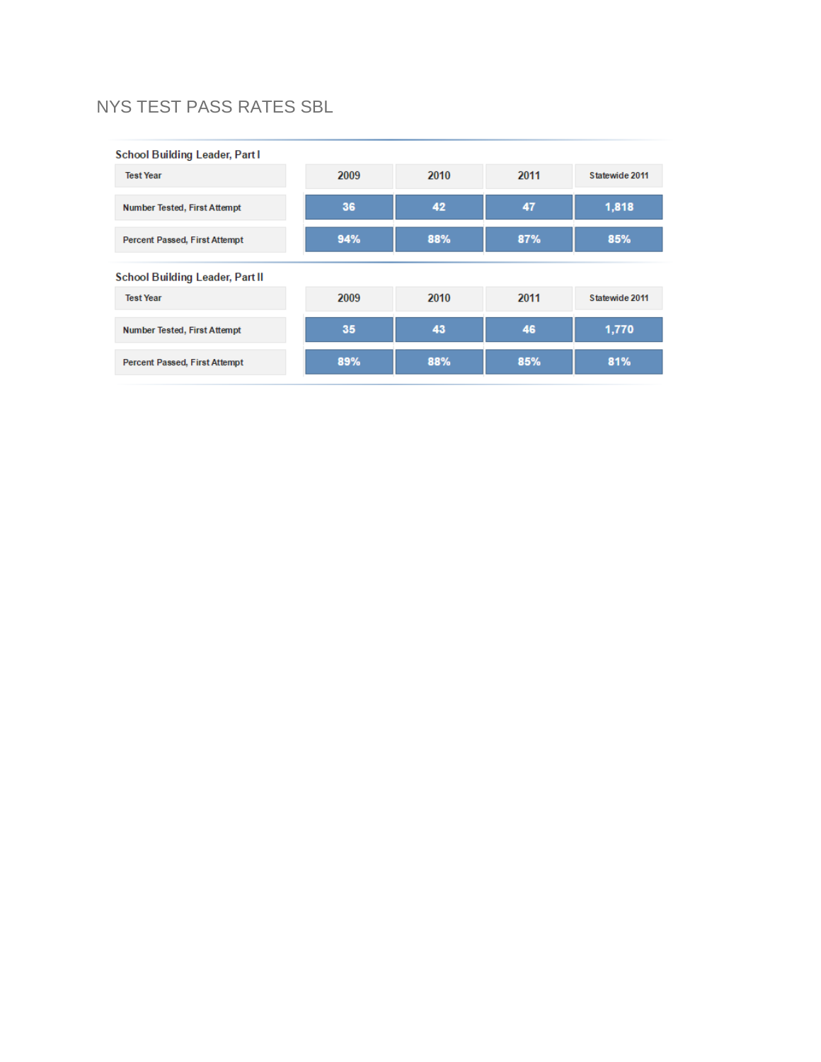# NYS TEST PASS RATES SBL

### School Building Leader, Part I

| Test Year | 2009 | 2010 | 2011 | Statewide 2011 |
|---|---|---|---|---|
| Number Tested, First Attempt | 36 | 42 | 47 | 1,818 |
| Percent Passed, First Attempt | 94% | 88% | 87% | 85% |

### School Building Leader, Part II

| Test Year | 2009 | 2010 | 2011 | Statewide 2011 |
|---|---|---|---|---|
| Number Tested, First Attempt | 35 | 43 | 46 | 1,770 |
| Percent Passed, First Attempt | 89% | 88% | 85% | 81% |